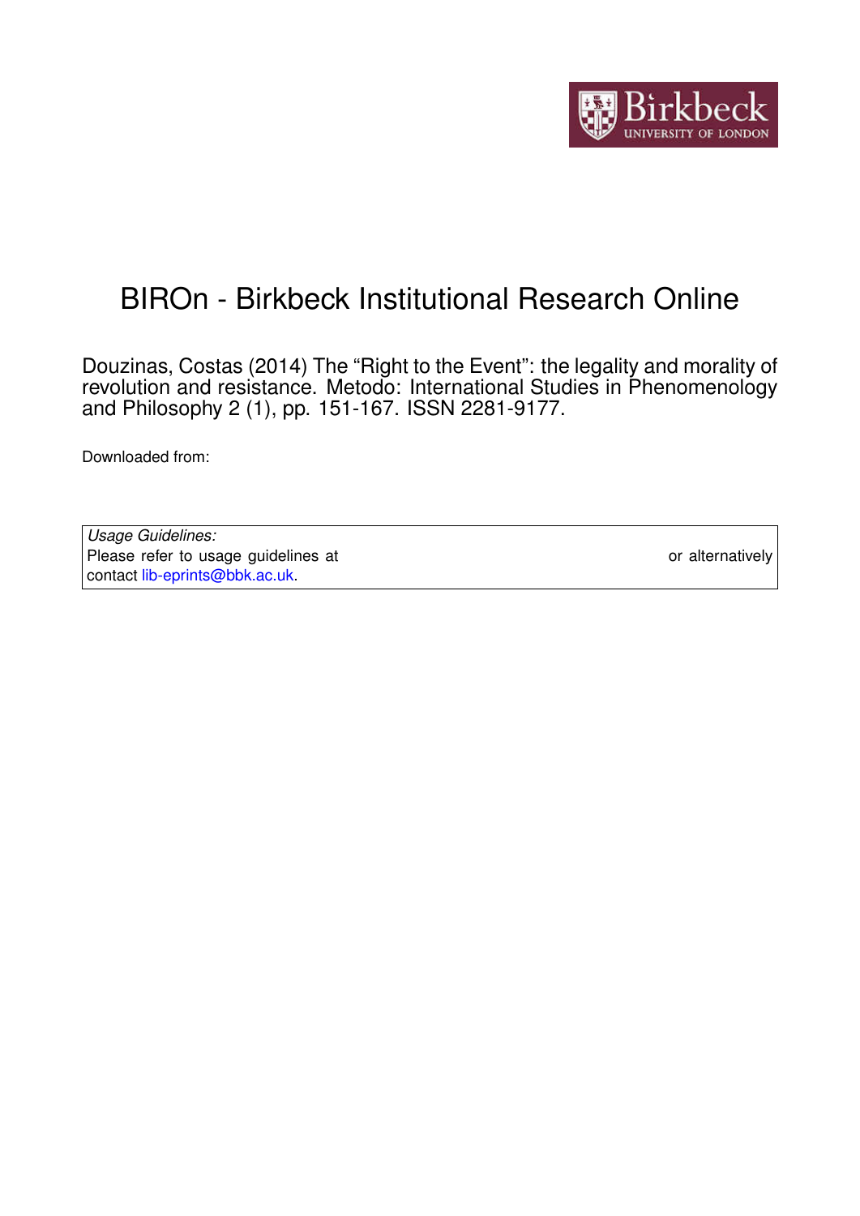# BIROn - Birkbeck Institutional Research Online

Douzinas, Costas (2014) The “Right to the Event”: the legality and morality of revolution and resistance. Metodo: International Studies in Phenomenology and Philosophy 2 (1), pp. 151-167. ISSN 2281-9177.

Downloaded from:

*Usage Guidelines:*
Please refer to usage guidelines at or alternatively contact lib-eprints@bbk.ac.uk.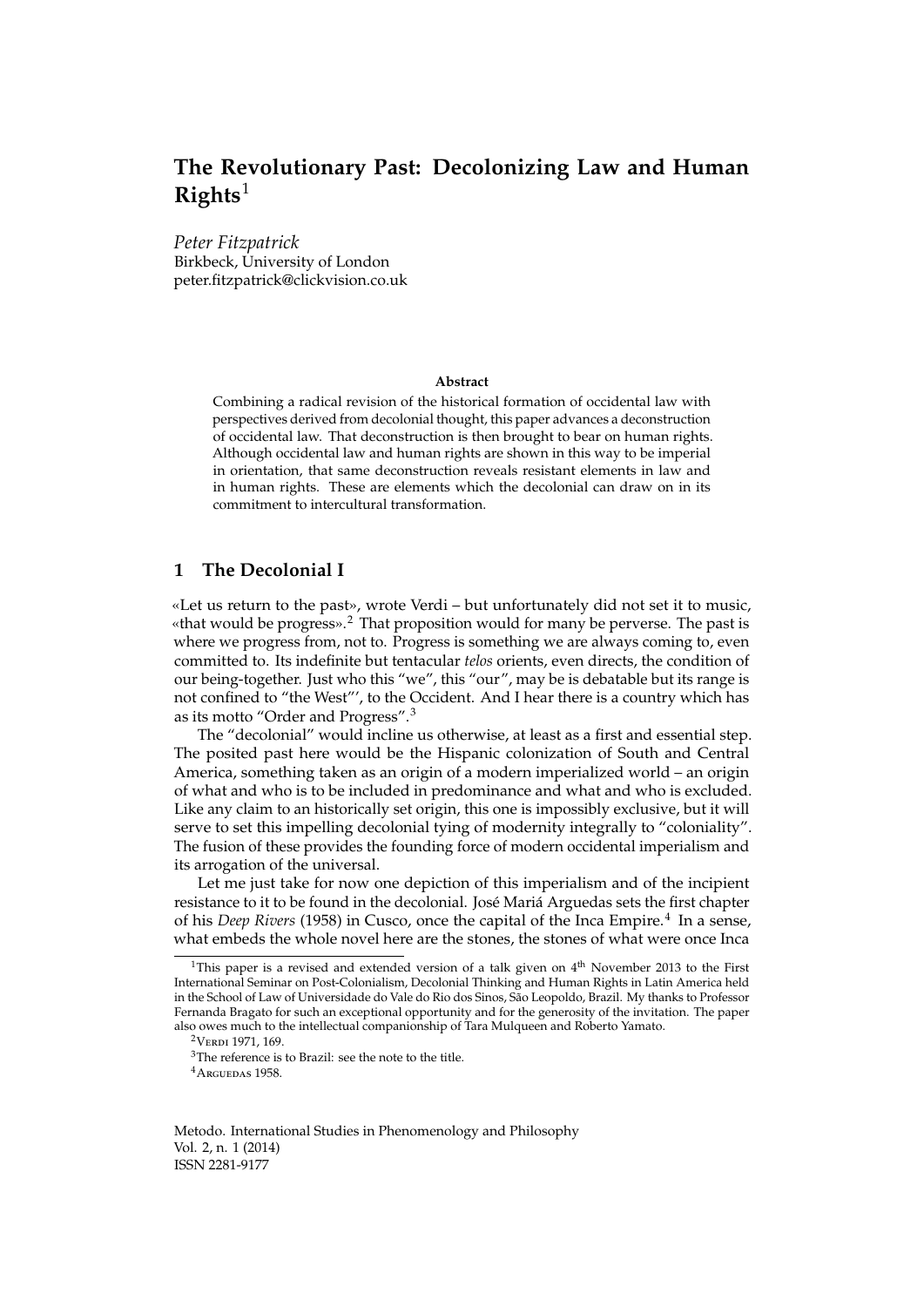# The Revolutionary Past: Decolonizing Law and Human Rights[1]

*Peter Fitzpatrick*
Birkbeck, University of London
peter.fitzpatrick@clickvision.co.uk

**Abstract**

Combining a radical revision of the historical formation of occidental law with perspectives derived from decolonial thought, this paper advances a deconstruction of occidental law. That deconstruction is then brought to bear on human rights. Although occidental law and human rights are shown in this way to be imperial in orientation, that same deconstruction reveals resistant elements in law and in human rights. These are elements which the decolonial can draw on in its commitment to intercultural transformation.

## 1 The Decolonial I

«Let us return to the past», wrote Verdi – but unfortunately did not set it to music, «that would be progress».[2] That proposition would for many be perverse. The past is where we progress from, not to. Progress is something we are always coming to, even committed to. Its indefinite but tentacular *telos* orients, even directs, the condition of our being-together. Just who this "we", this "our", may be is debatable but its range is not confined to "the West"', to the Occident. And I hear there is a country which has as its motto "Order and Progress".[3]

The "decolonial" would incline us otherwise, at least as a first and essential step. The posited past here would be the Hispanic colonization of South and Central America, something taken as an origin of a modern imperialized world – an origin of what and who is to be included in predominance and what and who is excluded. Like any claim to an historically set origin, this one is impossibly exclusive, but it will serve to set this impelling decolonial tying of modernity integrally to "coloniality". The fusion of these provides the founding force of modern occidental imperialism and its arrogation of the universal.

Let me just take for now one depiction of this imperialism and of the incipient resistance to it to be found in the decolonial. José Mariá Arguedas sets the first chapter of his *Deep Rivers* (1958) in Cusco, once the capital of the Inca Empire.[4] In a sense, what embeds the whole novel here are the stones, the stones of what were once Inca

[1] This paper is a revised and extended version of a talk given on 4th November 2013 to the First International Seminar on Post-Colonialism, Decolonial Thinking and Human Rights in Latin America held in the School of Law of Universidade do Vale do Rio dos Sinos, São Leopoldo, Brazil. My thanks to Professor Fernanda Bragato for such an exceptional opportunity and for the generosity of the invitation. The paper also owes much to the intellectual companionship of Tara Mulqueen and Roberto Yamato.

[2] Verdi 1971, 169.

[3] The reference is to Brazil: see the note to the title.

[4] Arguedas 1958.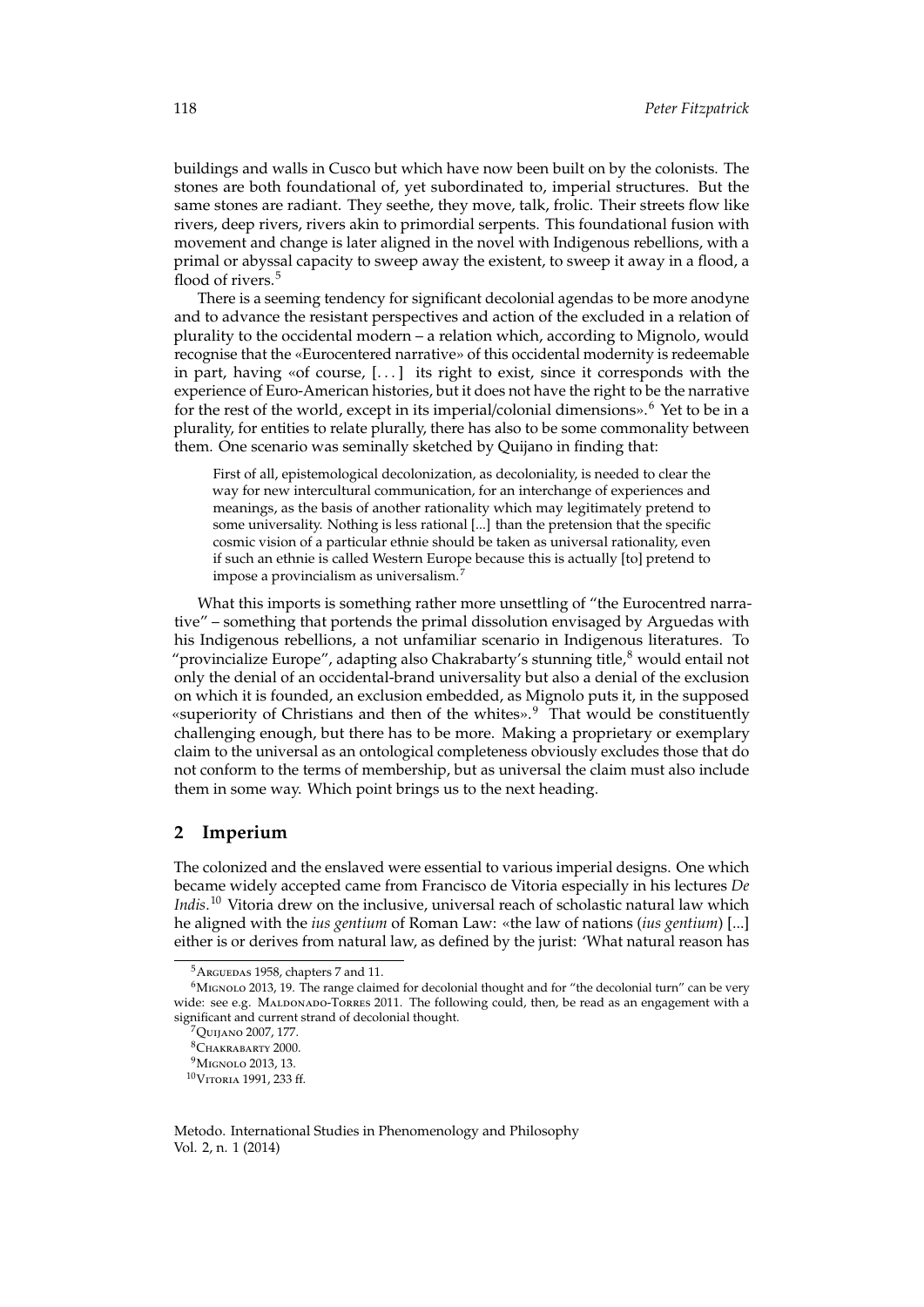buildings and walls in Cusco but which have now been built on by the colonists. The stones are both foundational of, yet subordinated to, imperial structures. But the same stones are radiant. They seethe, they move, talk, frolic. Their streets flow like rivers, deep rivers, rivers akin to primordial serpents. This foundational fusion with movement and change is later aligned in the novel with Indigenous rebellions, with a primal or abyssal capacity to sweep away the existent, to sweep it away in a flood, a flood of rivers.[5]

There is a seeming tendency for significant decolonial agendas to be more anodyne and to advance the resistant perspectives and action of the excluded in a relation of plurality to the occidental modern – a relation which, according to Mignolo, would recognise that the «Eurocentered narrative» of this occidental modernity is redeemable in part, having «of course, [. . . ] its right to exist, since it corresponds with the experience of Euro-American histories, but it does not have the right to be the narrative for the rest of the world, except in its imperial/colonial dimensions».[6] Yet to be in a plurality, for entities to relate plurally, there has also to be some commonality between them. One scenario was seminally sketched by Quijano in finding that:

> First of all, epistemological decolonization, as decoloniality, is needed to clear the way for new intercultural communication, for an interchange of experiences and meanings, as the basis of another rationality which may legitimately pretend to some universality. Nothing is less rational [...] than the pretension that the specific cosmic vision of a particular ethnie should be taken as universal rationality, even if such an ethnie is called Western Europe because this is actually [to] pretend to impose a provincialism as universalism.[7]

What this imports is something rather more unsettling of "the Eurocentred narrative" – something that portends the primal dissolution envisaged by Arguedas with his Indigenous rebellions, a not unfamiliar scenario in Indigenous literatures. To "provincialize Europe", adapting also Chakrabarty's stunning title,[8] would entail not only the denial of an occidental-brand universality but also a denial of the exclusion on which it is founded, an exclusion embedded, as Mignolo puts it, in the supposed «superiority of Christians and then of the whites».[9] That would be constituently challenging enough, but there has to be more. Making a proprietary or exemplary claim to the universal as an ontological completeness obviously excludes those that do not conform to the terms of membership, but as universal the claim must also include them in some way. Which point brings us to the next heading.

## 2 Imperium

The colonized and the enslaved were essential to various imperial designs. One which became widely accepted came from Francisco de Vitoria especially in his lectures *De Indis*.[10] Vitoria drew on the inclusive, universal reach of scholastic natural law which he aligned with the *ius gentium* of Roman Law: «the law of nations (*ius gentium*) [...] either is or derives from natural law, as defined by the jurist: 'What natural reason has

---

[5] Arguedas 1958, chapters 7 and 11.

[6] Mignolo 2013, 19. The range claimed for decolonial thought and for "the decolonial turn" can be very wide: see e.g. Maldonado-Torres 2011. The following could, then, be read as an engagement with a significant and current strand of decolonial thought.

[7] Quijano 2007, 177.

[8] Chakrabarty 2000.

[9] Mignolo 2013, 13.

[10] Vitoria 1991, 233 ff.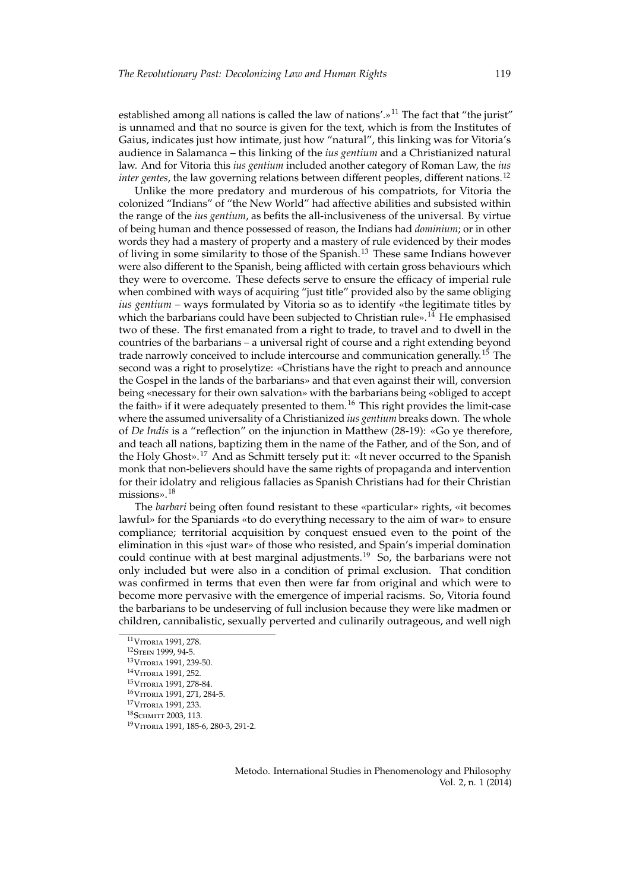established among all nations is called the law of nations'.»[11] The fact that "the jurist" is unnamed and that no source is given for the text, which is from the Institutes of Gaius, indicates just how intimate, just how "natural", this linking was for Vitoria's audience in Salamanca – this linking of the *ius gentium* and a Christianized natural law. And for Vitoria this *ius gentium* included another category of Roman Law, the *ius inter gentes*, the law governing relations between different peoples, different nations.[12]

Unlike the more predatory and murderous of his compatriots, for Vitoria the colonized "Indians" of "the New World" had affective abilities and subsisted within the range of the *ius gentium*, as befits the all-inclusiveness of the universal. By virtue of being human and thence possessed of reason, the Indians had *dominium*; or in other words they had a mastery of property and a mastery of rule evidenced by their modes of living in some similarity to those of the Spanish.[13] These same Indians however were also different to the Spanish, being afflicted with certain gross behaviours which they were to overcome. These defects serve to ensure the efficacy of imperial rule when combined with ways of acquiring "just title" provided also by the same obliging *ius gentium* – ways formulated by Vitoria so as to identify «the legitimate titles by which the barbarians could have been subjected to Christian rule».[14] He emphasised two of these. The first emanated from a right to trade, to travel and to dwell in the countries of the barbarians – a universal right of course and a right extending beyond trade narrowly conceived to include intercourse and communication generally.[15] The second was a right to proselytize: «Christians have the right to preach and announce the Gospel in the lands of the barbarians» and that even against their will, conversion being «necessary for their own salvation» with the barbarians being «obliged to accept the faith» if it were adequately presented to them.[16] This right provides the limit-case where the assumed universality of a Christianized *ius gentium* breaks down. The whole of *De Indis* is a "reflection" on the injunction in Matthew (28-19): «Go ye therefore, and teach all nations, baptizing them in the name of the Father, and of the Son, and of the Holy Ghost».[17] And as Schmitt tersely put it: «It never occurred to the Spanish monk that non-believers should have the same rights of propaganda and intervention for their idolatry and religious fallacies as Spanish Christians had for their Christian missions».[18]

The *barbari* being often found resistant to these «particular» rights, «it becomes lawful» for the Spaniards «to do everything necessary to the aim of war» to ensure compliance; territorial acquisition by conquest ensued even to the point of the elimination in this «just war» of those who resisted, and Spain's imperial domination could continue with at best marginal adjustments.[19] So, the barbarians were not only included but were also in a condition of primal exclusion. That condition was confirmed in terms that even then were far from original and which were to become more pervasive with the emergence of imperial racisms. So, Vitoria found the barbarians to be undeserving of full inclusion because they were like madmen or children, cannibalistic, sexually perverted and culinarily outrageous, and well nigh

---

[11] Vitoria 1991, 278.

[12] Stein 1999, 94-5.

[13] Vitoria 1991, 239-50.

[14] Vitoria 1991, 252.

[15] Vitoria 1991, 278-84.

[16] Vitoria 1991, 271, 284-5.

[17] Vitoria 1991, 233.

[18] Schmitt 2003, 113.

[19] Vitoria 1991, 185-6, 280-3, 291-2.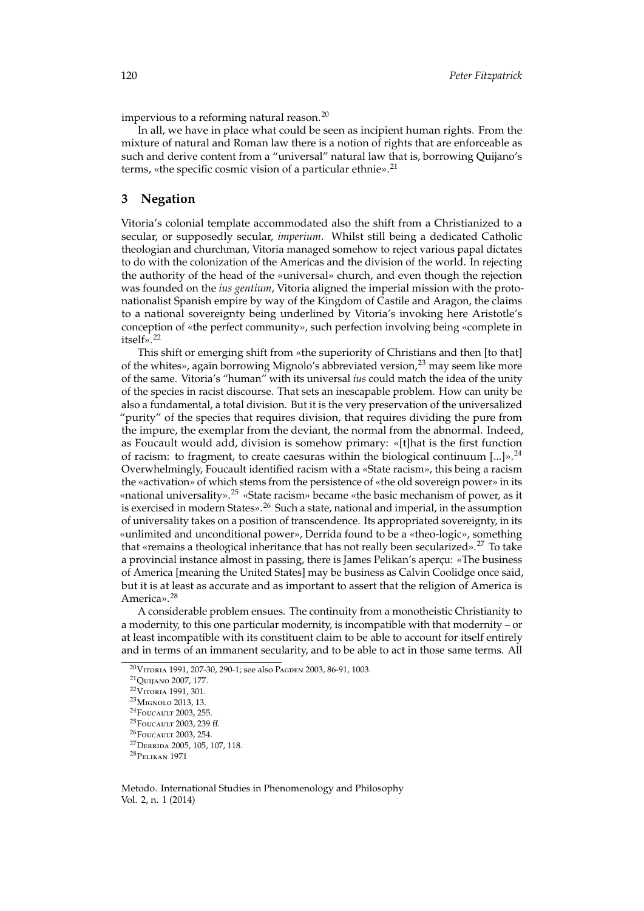impervious to a reforming natural reason.[20]

In all, we have in place what could be seen as incipient human rights. From the mixture of natural and Roman law there is a notion of rights that are enforceable as such and derive content from a "universal" natural law that is, borrowing Quijano's terms, «the specific cosmic vision of a particular ethnie».[21]

## 3 Negation

Vitoria's colonial template accommodated also the shift from a Christianized to a secular, or supposedly secular, *imperium*. Whilst still being a dedicated Catholic theologian and churchman, Vitoria managed somehow to reject various papal dictates to do with the colonization of the Americas and the division of the world. In rejecting the authority of the head of the «universal» church, and even though the rejection was founded on the *ius gentium*, Vitoria aligned the imperial mission with the proto-nationalist Spanish empire by way of the Kingdom of Castile and Aragon, the claims to a national sovereignty being underlined by Vitoria's invoking here Aristotle's conception of «the perfect community», such perfection involving being «complete in itself».[22]

This shift or emerging shift from «the superiority of Christians and then [to that] of the whites», again borrowing Mignolo's abbreviated version,[23] may seem like more of the same. Vitoria's "human" with its universal *ius* could match the idea of the unity of the species in racist discourse. That sets an inescapable problem. How can unity be also a fundamental, a total division. But it is the very preservation of the universalized "purity" of the species that requires division, that requires dividing the pure from the impure, the exemplar from the deviant, the normal from the abnormal. Indeed, as Foucault would add, division is somehow primary: «[t]hat is the first function of racism: to fragment, to create caesuras within the biological continuum [...]».[24] Overwhelmingly, Foucault identified racism with a «State racism», this being a racism the «activation» of which stems from the persistence of «the old sovereign power» in its «national universality».[25] «State racism» became «the basic mechanism of power, as it is exercised in modern States».[26] Such a state, national and imperial, in the assumption of universality takes on a position of transcendence. Its appropriated sovereignty, in its «unlimited and unconditional power», Derrida found to be a «theo-logic», something that «remains a theological inheritance that has not really been secularized».[27] To take a provincial instance almost in passing, there is James Pelikan's aperçu: «The business of America [meaning the United States] may be business as Calvin Coolidge once said, but it is at least as accurate and as important to assert that the religion of America is America».[28]

A considerable problem ensues. The continuity from a monotheistic Christianity to a modernity, to this one particular modernity, is incompatible with that modernity – or at least incompatible with its constituent claim to be able to account for itself entirely and in terms of an immanent secularity, and to be able to act in those same terms. All

[20] Vitoria 1991, 207-30, 290-1; see also Pagden 2003, 86-91, 1003.

[21] Quijano 2007, 177.

[22] Vitoria 1991, 301.

[23] Mignolo 2013, 13.

[24] Foucault 2003, 255.

[25] Foucault 2003, 239 ff.

[26] Foucault 2003, 254.

[27] Derrida 2005, 105, 107, 118.

[28] Pelikan 1971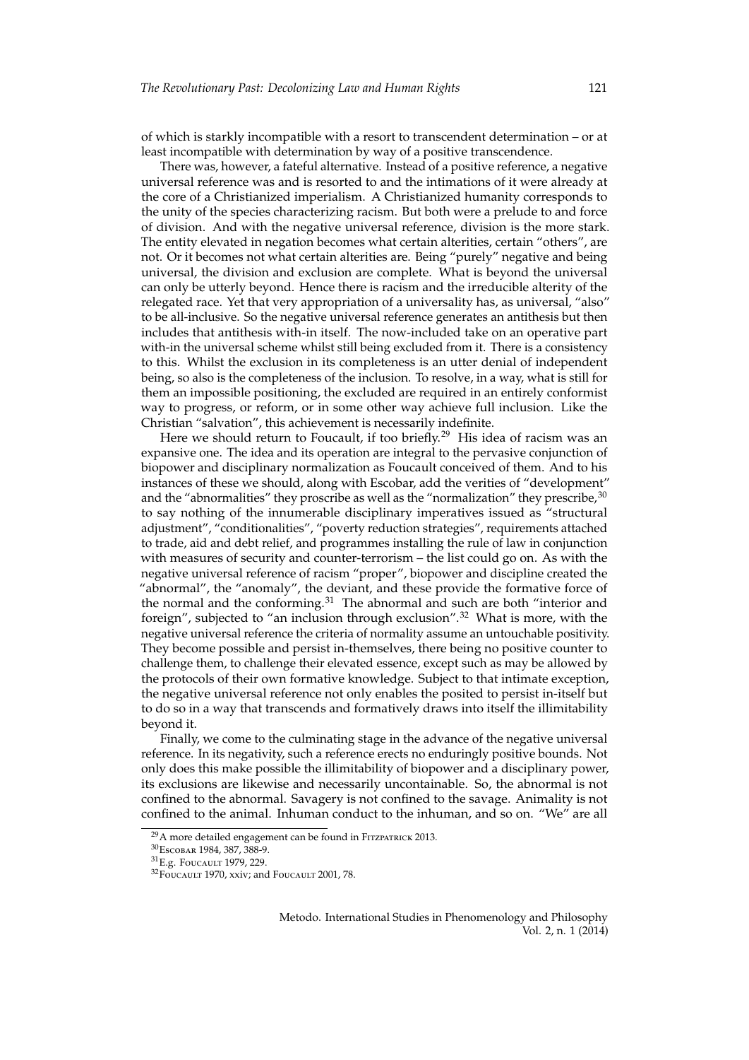of which is starkly incompatible with a resort to transcendent determination – or at least incompatible with determination by way of a positive transcendence.

There was, however, a fateful alternative. Instead of a positive reference, a negative universal reference was and is resorted to and the intimations of it were already at the core of a Christianized imperialism. A Christianized humanity corresponds to the unity of the species characterizing racism. But both were a prelude to and force of division. And with the negative universal reference, division is the more stark. The entity elevated in negation becomes what certain alterities, certain "others", are not. Or it becomes not what certain alterities are. Being "purely" negative and being universal, the division and exclusion are complete. What is beyond the universal can only be utterly beyond. Hence there is racism and the irreducible alterity of the relegated race. Yet that very appropriation of a universality has, as universal, "also" to be all-inclusive. So the negative universal reference generates an antithesis but then includes that antithesis with-in itself. The now-included take on an operative part with-in the universal scheme whilst still being excluded from it. There is a consistency to this. Whilst the exclusion in its completeness is an utter denial of independent being, so also is the completeness of the inclusion. To resolve, in a way, what is still for them an impossible positioning, the excluded are required in an entirely conformist way to progress, or reform, or in some other way achieve full inclusion. Like the Christian "salvation", this achievement is necessarily indefinite.

Here we should return to Foucault, if too briefly.[29] His idea of racism was an expansive one. The idea and its operation are integral to the pervasive conjunction of biopower and disciplinary normalization as Foucault conceived of them. And to his instances of these we should, along with Escobar, add the verities of "development" and the "abnormalities" they proscribe as well as the "normalization" they prescribe,[30] to say nothing of the innumerable disciplinary imperatives issued as "structural adjustment", "conditionalities", "poverty reduction strategies", requirements attached to trade, aid and debt relief, and programmes installing the rule of law in conjunction with measures of security and counter-terrorism – the list could go on. As with the negative universal reference of racism "proper", biopower and discipline created the "abnormal", the "anomaly", the deviant, and these provide the formative force of the normal and the conforming.[31] The abnormal and such are both "interior and foreign", subjected to "an inclusion through exclusion".[32] What is more, with the negative universal reference the criteria of normality assume an untouchable positivity. They become possible and persist in-themselves, there being no positive counter to challenge them, to challenge their elevated essence, except such as may be allowed by the protocols of their own formative knowledge. Subject to that intimate exception, the negative universal reference not only enables the posited to persist in-itself but to do so in a way that transcends and formatively draws into itself the illimitability beyond it.

Finally, we come to the culminating stage in the advance of the negative universal reference. In its negativity, such a reference erects no enduringly positive bounds. Not only does this make possible the illimitability of biopower and a disciplinary power, its exclusions are likewise and necessarily uncontainable. So, the abnormal is not confined to the abnormal. Savagery is not confined to the savage. Animality is not confined to the animal. Inhuman conduct to the inhuman, and so on. "We" are all

[29] A more detailed engagement can be found in Fitzpatrick 2013.

[30] Escobar 1984, 387, 388-9.

[31] E.g. Foucault 1979, 229.

[32] Foucault 1970, xxiv; and Foucault 2001, 78.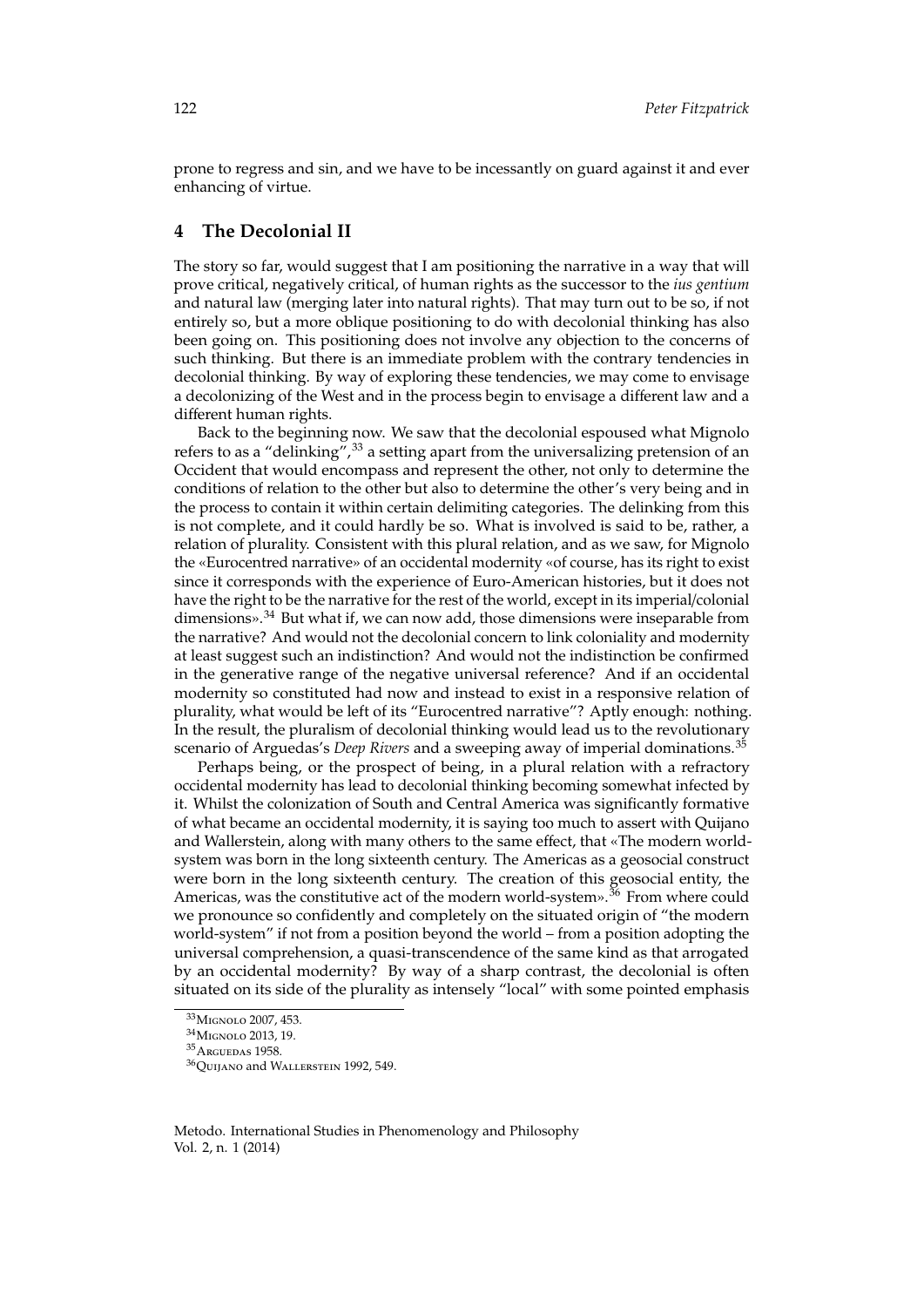prone to regress and sin, and we have to be incessantly on guard against it and ever enhancing of virtue.

## 4 The Decolonial II

The story so far, would suggest that I am positioning the narrative in a way that will prove critical, negatively critical, of human rights as the successor to the *ius gentium* and natural law (merging later into natural rights). That may turn out to be so, if not entirely so, but a more oblique positioning to do with decolonial thinking has also been going on. This positioning does not involve any objection to the concerns of such thinking. But there is an immediate problem with the contrary tendencies in decolonial thinking. By way of exploring these tendencies, we may come to envisage a decolonizing of the West and in the process begin to envisage a different law and a different human rights.

Back to the beginning now. We saw that the decolonial espoused what Mignolo refers to as a "delinking",[33] a setting apart from the universalizing pretension of an Occident that would encompass and represent the other, not only to determine the conditions of relation to the other but also to determine the other's very being and in the process to contain it within certain delimiting categories. The delinking from this is not complete, and it could hardly be so. What is involved is said to be, rather, a relation of plurality. Consistent with this plural relation, and as we saw, for Mignolo the «Eurocentred narrative» of an occidental modernity «of course, has its right to exist since it corresponds with the experience of Euro-American histories, but it does not have the right to be the narrative for the rest of the world, except in its imperial/colonial dimensions».[34] But what if, we can now add, those dimensions were inseparable from the narrative? And would not the decolonial concern to link coloniality and modernity at least suggest such an indistinction? And would not the indistinction be confirmed in the generative range of the negative universal reference? And if an occidental modernity so constituted had now and instead to exist in a responsive relation of plurality, what would be left of its "Eurocentred narrative"? Aptly enough: nothing. In the result, the pluralism of decolonial thinking would lead us to the revolutionary scenario of Arguedas's *Deep Rivers* and a sweeping away of imperial dominations.[35]

Perhaps being, or the prospect of being, in a plural relation with a refractory occidental modernity has lead to decolonial thinking becoming somewhat infected by it. Whilst the colonization of South and Central America was significantly formative of what became an occidental modernity, it is saying too much to assert with Quijano and Wallerstein, along with many others to the same effect, that «The modern world-system was born in the long sixteenth century. The Americas as a geosocial construct were born in the long sixteenth century. The creation of this geosocial entity, the Americas, was the constitutive act of the modern world-system».[36] From where could we pronounce so confidently and completely on the situated origin of "the modern world-system" if not from a position beyond the world – from a position adopting the universal comprehension, a quasi-transcendence of the same kind as that arrogated by an occidental modernity? By way of a sharp contrast, the decolonial is often situated on its side of the plurality as intensely "local" with some pointed emphasis

[33] Mignolo 2007, 453.

[34] Mignolo 2013, 19.

[35] Arguedas 1958.

[36] Quijano and Wallerstein 1992, 549.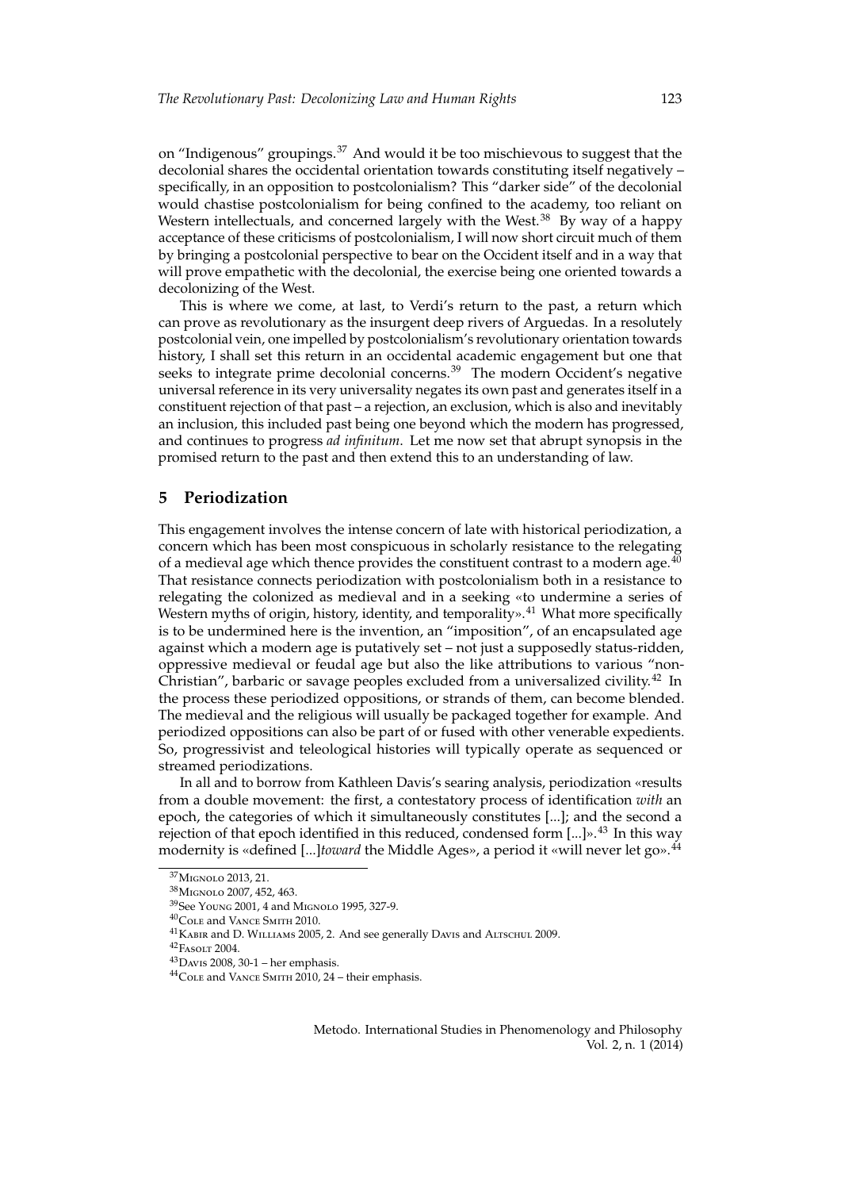on "Indigenous" groupings.[37] And would it be too mischievous to suggest that the decolonial shares the occidental orientation towards constituting itself negatively – specifically, in an opposition to postcolonialism? This "darker side" of the decolonial would chastise postcolonialism for being confined to the academy, too reliant on Western intellectuals, and concerned largely with the West.[38] By way of a happy acceptance of these criticisms of postcolonialism, I will now short circuit much of them by bringing a postcolonial perspective to bear on the Occident itself and in a way that will prove empathetic with the decolonial, the exercise being one oriented towards a decolonizing of the West.

This is where we come, at last, to Verdi's return to the past, a return which can prove as revolutionary as the insurgent deep rivers of Arguedas. In a resolutely postcolonial vein, one impelled by postcolonialism's revolutionary orientation towards history, I shall set this return in an occidental academic engagement but one that seeks to integrate prime decolonial concerns.[39] The modern Occident's negative universal reference in its very universality negates its own past and generates itself in a constituent rejection of that past – a rejection, an exclusion, which is also and inevitably an inclusion, this included past being one beyond which the modern has progressed, and continues to progress *ad infinitum*. Let me now set that abrupt synopsis in the promised return to the past and then extend this to an understanding of law.

## 5 Periodization

This engagement involves the intense concern of late with historical periodization, a concern which has been most conspicuous in scholarly resistance to the relegating of a medieval age which thence provides the constituent contrast to a modern age.[40] That resistance connects periodization with postcolonialism both in a resistance to relegating the colonized as medieval and in a seeking «to undermine a series of Western myths of origin, history, identity, and temporality».[41] What more specifically is to be undermined here is the invention, an "imposition", of an encapsulated age against which a modern age is putatively set – not just a supposedly status-ridden, oppressive medieval or feudal age but also the like attributions to various "non-Christian", barbaric or savage peoples excluded from a universalized civility.[42] In the process these periodized oppositions, or strands of them, can become blended. The medieval and the religious will usually be packaged together for example. And periodized oppositions can also be part of or fused with other venerable expedients. So, progressivist and teleological histories will typically operate as sequenced or streamed periodizations.

In all and to borrow from Kathleen Davis's searing analysis, periodization «results from a double movement: the first, a contestatory process of identification *with* an epoch, the categories of which it simultaneously constitutes [...]; and the second a rejection of that epoch identified in this reduced, condensed form [...]».[43] In this way modernity is «defined [...]*toward* the Middle Ages», a period it «will never let go».[44]

---

[37] Mignolo 2013, 21.

[38] Mignolo 2007, 452, 463.

[39] See Young 2001, 4 and Mignolo 1995, 327-9.

[40] Cole and Vance Smith 2010.

[41] Kabir and D. Williams 2005, 2. And see generally Davis and Altschul 2009.

[42] Fasolt 2004.

[43] Davis 2008, 30-1 – her emphasis.

[44] Cole and Vance Smith 2010, 24 – their emphasis.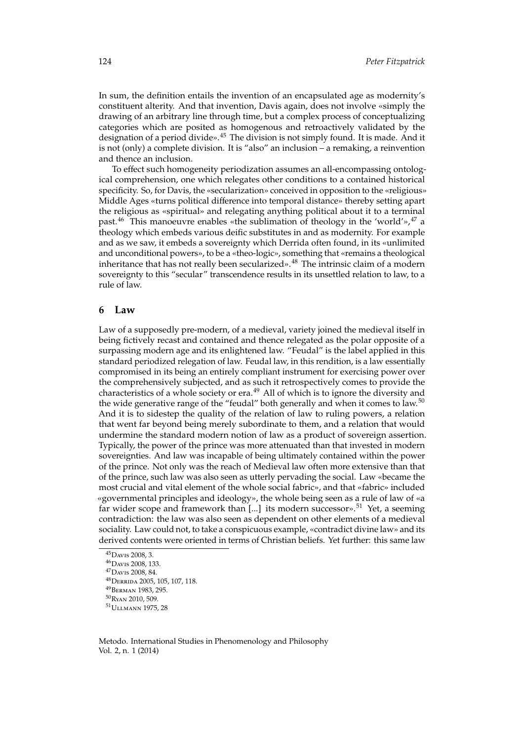In sum, the definition entails the invention of an encapsulated age as modernity's constituent alterity. And that invention, Davis again, does not involve «simply the drawing of an arbitrary line through time, but a complex process of conceptualizing categories which are posited as homogenous and retroactively validated by the designation of a period divide».[45] The division is not simply found. It is made. And it is not (only) a complete division. It is "also" an inclusion – a remaking, a reinvention and thence an inclusion.

To effect such homogeneity periodization assumes an all-encompassing ontological comprehension, one which relegates other conditions to a contained historical specificity. So, for Davis, the «secularization» conceived in opposition to the «religious» Middle Ages «turns political difference into temporal distance» thereby setting apart the religious as «spiritual» and relegating anything political about it to a terminal past.[46] This manoeuvre enables «the sublimation of theology in the 'world'»,[47] a theology which embeds various deific substitutes in and as modernity. For example and as we saw, it embeds a sovereignty which Derrida often found, in its «unlimited and unconditional powers», to be a «theo-logic», something that «remains a theological inheritance that has not really been secularized».[48] The intrinsic claim of a modern sovereignty to this "secular" transcendence results in its unsettled relation to law, to a rule of law.

## 6 Law

Law of a supposedly pre-modern, of a medieval, variety joined the medieval itself in being fictively recast and contained and thence relegated as the polar opposite of a surpassing modern age and its enlightened law. "Feudal" is the label applied in this standard periodized relegation of law. Feudal law, in this rendition, is a law essentially compromised in its being an entirely compliant instrument for exercising power over the comprehensively subjected, and as such it retrospectively comes to provide the characteristics of a whole society or era.[49] All of which is to ignore the diversity and the wide generative range of the "feudal" both generally and when it comes to law.[50] And it is to sidestep the quality of the relation of law to ruling powers, a relation that went far beyond being merely subordinate to them, and a relation that would undermine the standard modern notion of law as a product of sovereign assertion. Typically, the power of the prince was more attenuated than that invested in modern sovereignties. And law was incapable of being ultimately contained within the power of the prince. Not only was the reach of Medieval law often more extensive than that of the prince, such law was also seen as utterly pervading the social. Law «became the most crucial and vital element of the whole social fabric», and that «fabric» included «governmental principles and ideology», the whole being seen as a rule of law of «a far wider scope and framework than [...] its modern successor».[51] Yet, a seeming contradiction: the law was also seen as dependent on other elements of a medieval sociality. Law could not, to take a conspicuous example, «contradict divine law» and its derived contents were oriented in terms of Christian beliefs. Yet further: this same law

[45] Davis 2008, 3.
[46] Davis 2008, 133.
[47] Davis 2008, 84.
[48] Derrida 2005, 105, 107, 118.
[49] Berman 1983, 295.
[50] Ryan 2010, 509.
[51] Ullmann 1975, 28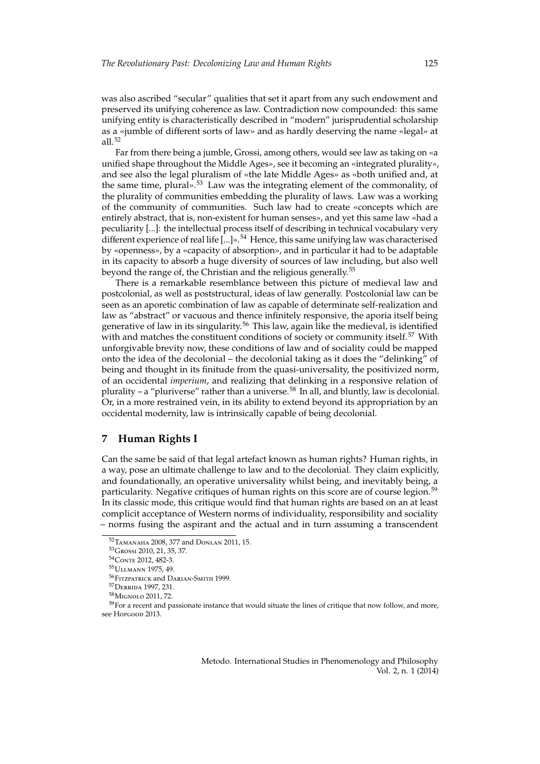was also ascribed "secular" qualities that set it apart from any such endowment and preserved its unifying coherence as law. Contradiction now compounded: this same unifying entity is characteristically described in "modern" jurisprudential scholarship as a «jumble of different sorts of law» and as hardly deserving the name «legal» at all.[52]

Far from there being a jumble, Grossi, among others, would see law as taking on «a unified shape throughout the Middle Ages», see it becoming an «integrated plurality», and see also the legal pluralism of «the late Middle Ages» as «both unified and, at the same time, plural».[53] Law was the integrating element of the commonality, of the plurality of communities embedding the plurality of laws. Law was a working of the community of communities. Such law had to create «concepts which are entirely abstract, that is, non-existent for human senses», and yet this same law «had a peculiarity [...]: the intellectual process itself of describing in technical vocabulary very different experience of real life [...]».[54] Hence, this same unifying law was characterised by «openness», by a «capacity of absorption», and in particular it had to be adaptable in its capacity to absorb a huge diversity of sources of law including, but also well beyond the range of, the Christian and the religious generally.[55]

There is a remarkable resemblance between this picture of medieval law and postcolonial, as well as poststructural, ideas of law generally. Postcolonial law can be seen as an aporetic combination of law as capable of determinate self-realization and law as "abstract" or vacuous and thence infinitely responsive, the aporia itself being generative of law in its singularity.[56] This law, again like the medieval, is identified with and matches the constituent conditions of society or community itself.[57] With unforgivable brevity now, these conditions of law and of sociality could be mapped onto the idea of the decolonial – the decolonial taking as it does the "delinking" of being and thought in its finitude from the quasi-universality, the positivized norm, of an occidental *imperium*, and realizing that delinking in a responsive relation of plurality – a "pluriverse" rather than a universe.[58] In all, and bluntly, law is decolonial. Or, in a more restrained vein, in its ability to extend beyond its appropriation by an occidental modernity, law is intrinsically capable of being decolonial.

## 7 Human Rights I

Can the same be said of that legal artefact known as human rights? Human rights, in a way, pose an ultimate challenge to law and to the decolonial. They claim explicitly, and foundationally, an operative universality whilst being, and inevitably being, a particularity. Negative critiques of human rights on this score are of course legion.[59] In its classic mode, this critique would find that human rights are based on an at least complicit acceptance of Western norms of individuality, responsibility and sociality – norms fusing the aspirant and the actual and in turn assuming a transcendent

[52] Tamanaha 2008, 377 and Donlan 2011, 15.

[53] Grossi 2010, 21, 35, 37.

[54] Conte 2012, 482-3.

[55] Ullmann 1975, 49.

[56] Fitzpatrick and Darian-Smith 1999.

[57] Derrida 1997, 231.

[58] Mignolo 2011, 72.

[59] For a recent and passionate instance that would situate the lines of critique that now follow, and more, see Hopgood 2013.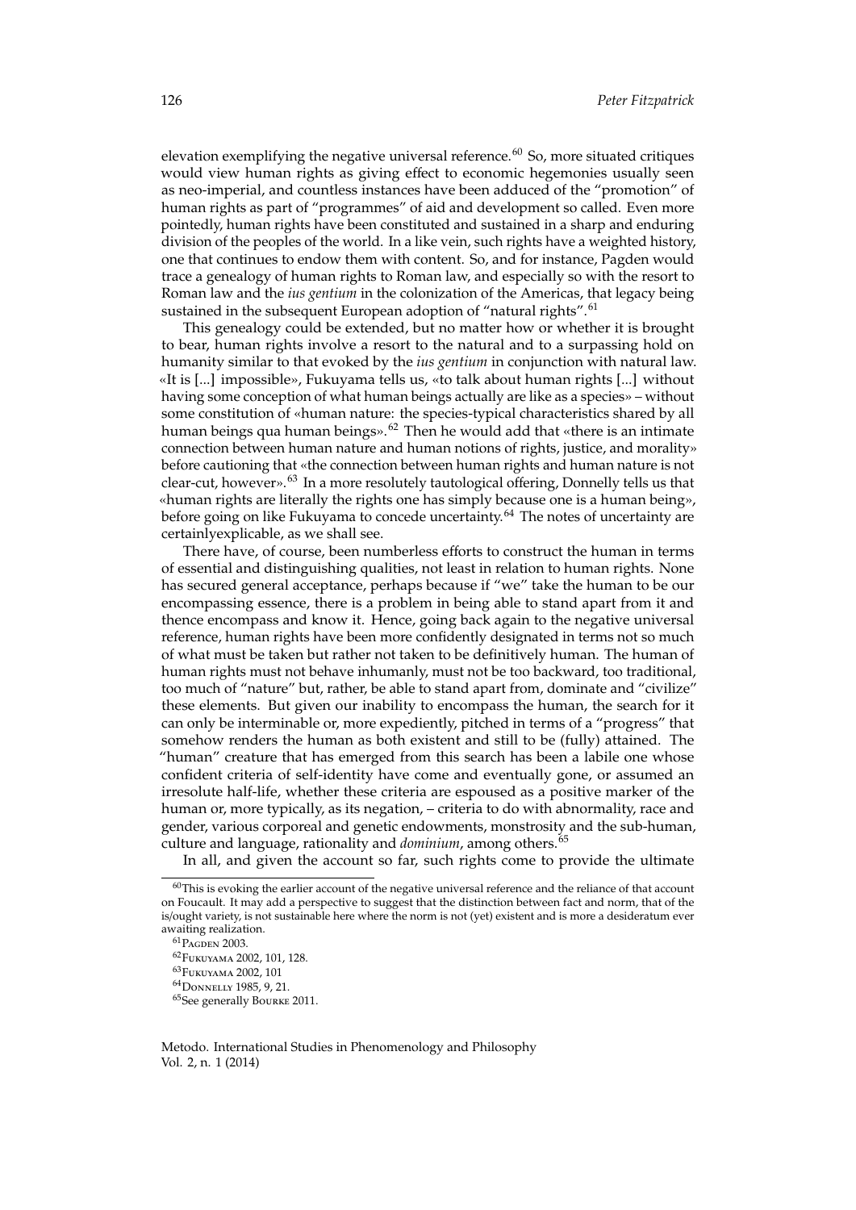elevation exemplifying the negative universal reference.[60] So, more situated critiques would view human rights as giving effect to economic hegemonies usually seen as neo-imperial, and countless instances have been adduced of the "promotion" of human rights as part of "programmes" of aid and development so called. Even more pointedly, human rights have been constituted and sustained in a sharp and enduring division of the peoples of the world. In a like vein, such rights have a weighted history, one that continues to endow them with content. So, and for instance, Pagden would trace a genealogy of human rights to Roman law, and especially so with the resort to Roman law and the *ius gentium* in the colonization of the Americas, that legacy being sustained in the subsequent European adoption of "natural rights".[61]

This genealogy could be extended, but no matter how or whether it is brought to bear, human rights involve a resort to the natural and to a surpassing hold on humanity similar to that evoked by the *ius gentium* in conjunction with natural law. «It is [...] impossible», Fukuyama tells us, «to talk about human rights [...] without having some conception of what human beings actually are like as a species» – without some constitution of «human nature: the species-typical characteristics shared by all human beings qua human beings».[62] Then he would add that «there is an intimate connection between human nature and human notions of rights, justice, and morality» before cautioning that «the connection between human rights and human nature is not clear-cut, however».[63] In a more resolutely tautological offering, Donnelly tells us that «human rights are literally the rights one has simply because one is a human being», before going on like Fukuyama to concede uncertainty.[64] The notes of uncertainty are certainlyexplicable, as we shall see.

There have, of course, been numberless efforts to construct the human in terms of essential and distinguishing qualities, not least in relation to human rights. None has secured general acceptance, perhaps because if "we" take the human to be our encompassing essence, there is a problem in being able to stand apart from it and thence encompass and know it. Hence, going back again to the negative universal reference, human rights have been more confidently designated in terms not so much of what must be taken but rather not taken to be definitively human. The human of human rights must not behave inhumanly, must not be too backward, too traditional, too much of "nature" but, rather, be able to stand apart from, dominate and "civilize" these elements. But given our inability to encompass the human, the search for it can only be interminable or, more expediently, pitched in terms of a "progress" that somehow renders the human as both existent and still to be (fully) attained. The "human" creature that has emerged from this search has been a labile one whose confident criteria of self-identity have come and eventually gone, or assumed an irresolute half-life, whether these criteria are espoused as a positive marker of the human or, more typically, as its negation, – criteria to do with abnormality, race and gender, various corporeal and genetic endowments, monstrosity and the sub-human, culture and language, rationality and *dominium*, among others.[65]

In all, and given the account so far, such rights come to provide the ultimate

---

[60] This is evoking the earlier account of the negative universal reference and the reliance of that account on Foucault. It may add a perspective to suggest that the distinction between fact and norm, that of the is/ought variety, is not sustainable here where the norm is not (yet) existent and is more a desideratum ever awaiting realization.

[61] Pagden 2003.

[62] Fukuyama 2002, 101, 128.

[63] Fukuyama 2002, 101

[64] Donnelly 1985, 9, 21.

[65] See generally Bourke 2011.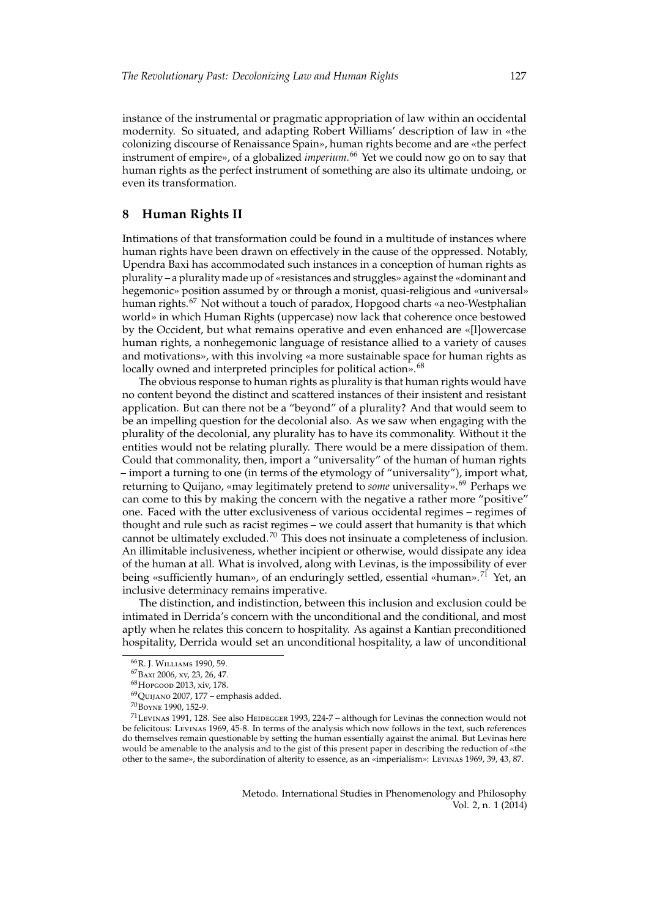instance of the instrumental or pragmatic appropriation of law within an occidental modernity. So situated, and adapting Robert Williams' description of law in «the colonizing discourse of Renaissance Spain», human rights become and are «the perfect instrument of empire», of a globalized *imperium*.[66] Yet we could now go on to say that human rights as the perfect instrument of something are also its ultimate undoing, or even its transformation.

## 8 Human Rights II

Intimations of that transformation could be found in a multitude of instances where human rights have been drawn on effectively in the cause of the oppressed. Notably, Upendra Baxi has accommodated such instances in a conception of human rights as plurality – a plurality made up of «resistances and struggles» against the «dominant and hegemonic» position assumed by or through a monist, quasi-religious and «universal» human rights.[67] Not without a touch of paradox, Hopgood charts «a neo-Westphalian world» in which Human Rights (uppercase) now lack that coherence once bestowed by the Occident, but what remains operative and even enhanced are «[l]owercase human rights, a nonhegemonic language of resistance allied to a variety of causes and motivations», with this involving «a more sustainable space for human rights as locally owned and interpreted principles for political action».[68]

The obvious response to human rights as plurality is that human rights would have no content beyond the distinct and scattered instances of their insistent and resistant application. But can there not be a "beyond" of a plurality? And that would seem to be an impelling question for the decolonial also. As we saw when engaging with the plurality of the decolonial, any plurality has to have its commonality. Without it the entities would not be relating plurally. There would be a mere dissipation of them. Could that commonality, then, import a "universality" of the human of human rights – import a turning to one (in terms of the etymology of "universality"), import what, returning to Quijano, «may legitimately pretend to *some* universality».[69] Perhaps we can come to this by making the concern with the negative a rather more "positive" one. Faced with the utter exclusiveness of various occidental regimes – regimes of thought and rule such as racist regimes – we could assert that humanity is that which cannot be ultimately excluded.[70] This does not insinuate a completeness of inclusion. An illimitable inclusiveness, whether incipient or otherwise, would dissipate any idea of the human at all. What is involved, along with Levinas, is the impossibility of ever being «sufficiently human», of an enduringly settled, essential «human».[71] Yet, an inclusive determinacy remains imperative.

The distinction, and indistinction, between this inclusion and exclusion could be intimated in Derrida's concern with the unconditional and the conditional, and most aptly when he relates this concern to hospitality. As against a Kantian preconditioned hospitality, Derrida would set an unconditional hospitality, a law of unconditional

---

[66] R. J. Williams 1990, 59.

[67] Baxi 2006, xv, 23, 26, 47.

[68] Hopgood 2013, xiv, 178.

[69] Quijano 2007, 177 – emphasis added.

[70] Boyne 1990, 152-9.

[71] Levinas 1991, 128. See also Heidegger 1993, 224-7 – although for Levinas the connection would not be felicitous: Levinas 1969, 45-8. In terms of the analysis which now follows in the text, such references do themselves remain questionable by setting the human essentially against the animal. But Levinas here would be amenable to the analysis and to the gist of this present paper in describing the reduction of «the other to the same», the subordination of alterity to essence, as an «imperialism»: Levinas 1969, 39, 43, 87.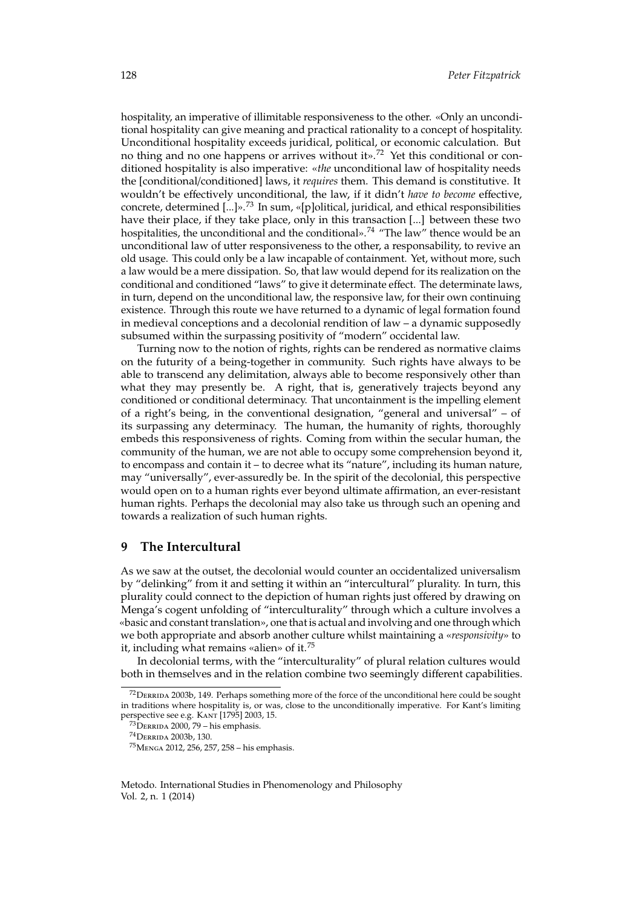hospitality, an imperative of illimitable responsiveness to the other. «Only an unconditional hospitality can give meaning and practical rationality to a concept of hospitality. Unconditional hospitality exceeds juridical, political, or economic calculation. But no thing and no one happens or arrives without it».[72] Yet this conditional or conditioned hospitality is also imperative: «*the* unconditional law of hospitality needs the [conditional/conditioned] laws, it *requires* them. This demand is constitutive. It wouldn't be effectively unconditional, the law, if it didn't *have to become* effective, concrete, determined [...]».[73] In sum, «[p]olitical, juridical, and ethical responsibilities have their place, if they take place, only in this transaction [...] between these two hospitalities, the unconditional and the conditional».[74] "The law" thence would be an unconditional law of utter responsiveness to the other, a responsability, to revive an old usage. This could only be a law incapable of containment. Yet, without more, such a law would be a mere dissipation. So, that law would depend for its realization on the conditional and conditioned "laws" to give it determinate effect. The determinate laws, in turn, depend on the unconditional law, the responsive law, for their own continuing existence. Through this route we have returned to a dynamic of legal formation found in medieval conceptions and a decolonial rendition of law – a dynamic supposedly subsumed within the surpassing positivity of "modern" occidental law.

Turning now to the notion of rights, rights can be rendered as normative claims on the futurity of a being-together in community. Such rights have always to be able to transcend any delimitation, always able to become responsively other than what they may presently be. A right, that is, generatively trajects beyond any conditioned or conditional determinacy. That uncontainment is the impelling element of a right's being, in the conventional designation, "general and universal" – of its surpassing any determinacy. The human, the humanity of rights, thoroughly embeds this responsiveness of rights. Coming from within the secular human, the community of the human, we are not able to occupy some comprehension beyond it, to encompass and contain it – to decree what its "nature", including its human nature, may "universally", ever-assuredly be. In the spirit of the decolonial, this perspective would open on to a human rights ever beyond ultimate affirmation, an ever-resistant human rights. Perhaps the decolonial may also take us through such an opening and towards a realization of such human rights.

## 9 The Intercultural

As we saw at the outset, the decolonial would counter an occidentalized universalism by "delinking" from it and setting it within an "intercultural" plurality. In turn, this plurality could connect to the depiction of human rights just offered by drawing on Menga's cogent unfolding of "interculturality" through which a culture involves a «basic and constant translation», one that is actual and involving and one through which we both appropriate and absorb another culture whilst maintaining a «*responsivity*» to it, including what remains «alien» of it.[75]

In decolonial terms, with the "interculturality" of plural relation cultures would both in themselves and in the relation combine two seemingly different capabilities.

---

[72] Derrida 2003b, 149. Perhaps something more of the force of the unconditional here could be sought in traditions where hospitality is, or was, close to the unconditionally imperative. For Kant's limiting perspective see e.g. Kant [1795] 2003, 15.

[73] Derrida 2000, 79 – his emphasis.

[74] Derrida 2003b, 130.

[75] Menga 2012, 256, 257, 258 – his emphasis.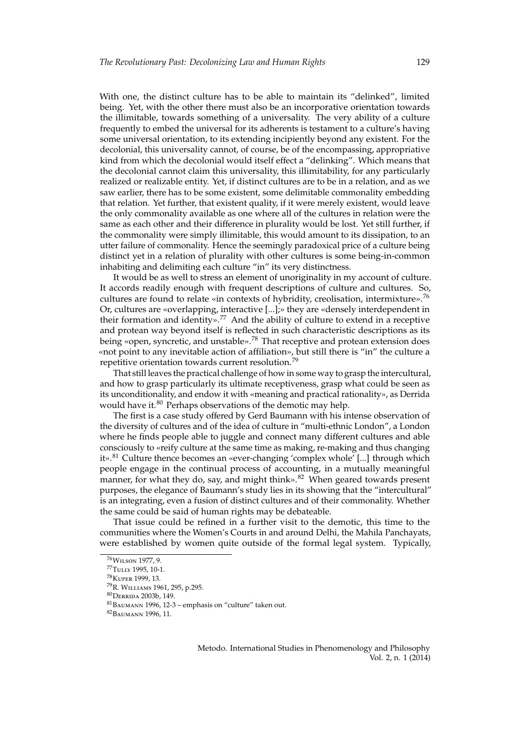With one, the distinct culture has to be able to maintain its "delinked", limited being. Yet, with the other there must also be an incorporative orientation towards the illimitable, towards something of a universality. The very ability of a culture frequently to embed the universal for its adherents is testament to a culture's having some universal orientation, to its extending incipiently beyond any existent. For the decolonial, this universality cannot, of course, be of the encompassing, appropriative kind from which the decolonial would itself effect a "delinking". Which means that the decolonial cannot claim this universality, this illimitability, for any particularly realized or realizable entity. Yet, if distinct cultures are to be in a relation, and as we saw earlier, there has to be some existent, some delimitable commonality embedding that relation. Yet further, that existent quality, if it were merely existent, would leave the only commonality available as one where all of the cultures in relation were the same as each other and their difference in plurality would be lost. Yet still further, if the commonality were simply illimitable, this would amount to its dissipation, to an utter failure of commonality. Hence the seemingly paradoxical price of a culture being distinct yet in a relation of plurality with other cultures is some being-in-common inhabiting and delimiting each culture "in" its very distinctness.

It would be as well to stress an element of unoriginality in my account of culture. It accords readily enough with frequent descriptions of culture and cultures. So, cultures are found to relate «in contexts of hybridity, creolisation, intermixture».[76] Or, cultures are «overlapping, interactive [...];» they are «densely interdependent in their formation and identity».[77] And the ability of culture to extend in a receptive and protean way beyond itself is reflected in such characteristic descriptions as its being «open, syncretic, and unstable».[78] That receptive and protean extension does «not point to any inevitable action of affiliation», but still there is "in" the culture a repetitive orientation towards current resolution.[79]

That still leaves the practical challenge of how in some way to grasp the intercultural, and how to grasp particularly its ultimate receptiveness, grasp what could be seen as its unconditionality, and endow it with «meaning and practical rationality», as Derrida would have it.[80] Perhaps observations of the demotic may help.

The first is a case study offered by Gerd Baumann with his intense observation of the diversity of cultures and of the idea of culture in "multi-ethnic London", a London where he finds people able to juggle and connect many different cultures and able consciously to «reify culture at the same time as making, re-making and thus changing it».[81] Culture thence becomes an «ever-changing 'complex whole' [...] through which people engage in the continual process of accounting, in a mutually meaningful manner, for what they do, say, and might think».[82] When geared towards present purposes, the elegance of Baumann's study lies in its showing that the "intercultural" is an integrating, even a fusion of distinct cultures and of their commonality. Whether the same could be said of human rights may be debateable.

That issue could be refined in a further visit to the demotic, this time to the communities where the Women's Courts in and around Delhi, the Mahila Panchayats, were established by women quite outside of the formal legal system. Typically,

---

[76] Wilson 1977, 9.

[77] Tully 1995, 10-1.

[78] Kuper 1999, 13.

[79] R. Williams 1961, 295, p.295.

[80] Derrida 2003b, 149.

[81] Baumann 1996, 12-3 – emphasis on "culture" taken out.

[82] Baumann 1996, 11.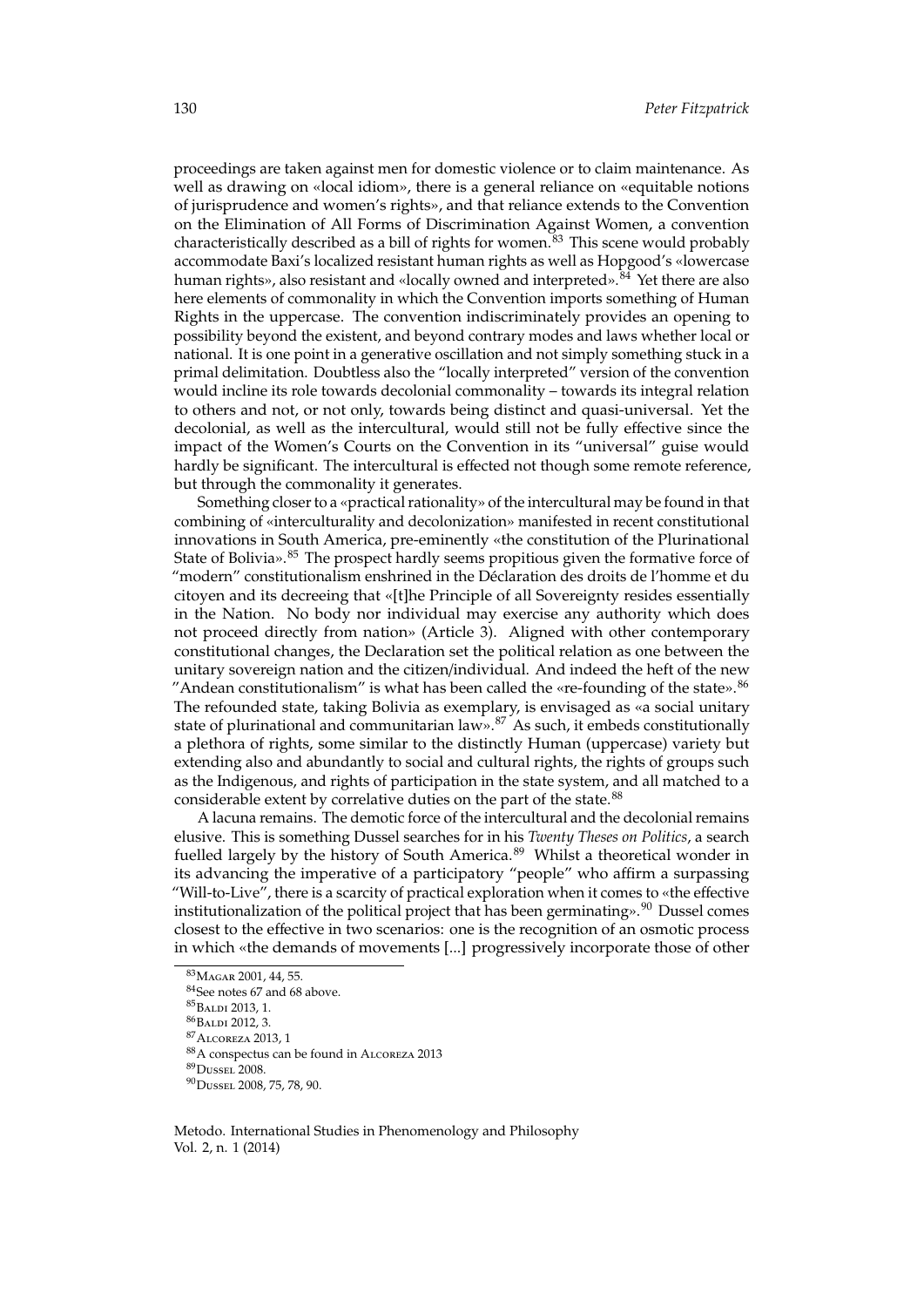proceedings are taken against men for domestic violence or to claim maintenance. As well as drawing on «local idiom», there is a general reliance on «equitable notions of jurisprudence and women's rights», and that reliance extends to the Convention on the Elimination of All Forms of Discrimination Against Women, a convention characteristically described as a bill of rights for women.[83] This scene would probably accommodate Baxi's localized resistant human rights as well as Hopgood's «lowercase human rights», also resistant and «locally owned and interpreted».[84] Yet there are also here elements of commonality in which the Convention imports something of Human Rights in the uppercase. The convention indiscriminately provides an opening to possibility beyond the existent, and beyond contrary modes and laws whether local or national. It is one point in a generative oscillation and not simply something stuck in a primal delimitation. Doubtless also the "locally interpreted" version of the convention would incline its role towards decolonial commonality – towards its integral relation to others and not, or not only, towards being distinct and quasi-universal. Yet the decolonial, as well as the intercultural, would still not be fully effective since the impact of the Women's Courts on the Convention in its "universal" guise would hardly be significant. The intercultural is effected not though some remote reference, but through the commonality it generates.

Something closer to a «practical rationality» of the intercultural may be found in that combining of «interculturality and decolonization» manifested in recent constitutional innovations in South America, pre-eminently «the constitution of the Plurinational State of Bolivia».[85] The prospect hardly seems propitious given the formative force of "modern" constitutionalism enshrined in the Déclaration des droits de l'homme et du citoyen and its decreeing that «[t]he Principle of all Sovereignty resides essentially in the Nation. No body nor individual may exercise any authority which does not proceed directly from nation» (Article 3). Aligned with other contemporary constitutional changes, the Declaration set the political relation as one between the unitary sovereign nation and the citizen/individual. And indeed the heft of the new "Andean constitutionalism" is what has been called the «re-founding of the state».[86] The refounded state, taking Bolivia as exemplary, is envisaged as «a social unitary state of plurinational and communitarian law».[87] As such, it embeds constitutionally a plethora of rights, some similar to the distinctly Human (uppercase) variety but extending also and abundantly to social and cultural rights, the rights of groups such as the Indigenous, and rights of participation in the state system, and all matched to a considerable extent by correlative duties on the part of the state.[88]

A lacuna remains. The demotic force of the intercultural and the decolonial remains elusive. This is something Dussel searches for in his *Twenty Theses on Politics*, a search fuelled largely by the history of South America.[89] Whilst a theoretical wonder in its advancing the imperative of a participatory "people" who affirm a surpassing "Will-to-Live", there is a scarcity of practical exploration when it comes to «the effective institutionalization of the political project that has been germinating».[90] Dussel comes closest to the effective in two scenarios: one is the recognition of an osmotic process in which «the demands of movements [...] progressively incorporate those of other

[83] Magar 2001, 44, 55.

[84] See notes 67 and 68 above.

[85] Baldi 2013, 1.

[86] Baldi 2012, 3.

[87] Alcoreza 2013, 1

[88] A conspectus can be found in Alcoreza 2013

[89] Dussel 2008.

[90] Dussel 2008, 75, 78, 90.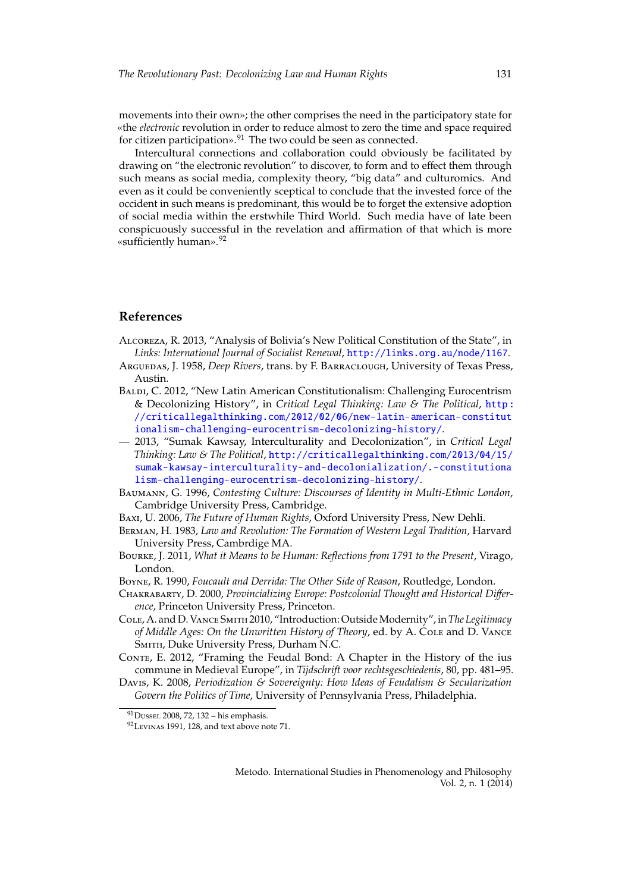movements into their own»; the other comprises the need in the participatory state for «the *electronic* revolution in order to reduce almost to zero the time and space required for citizen participation».[91] The two could be seen as connected.

Intercultural connections and collaboration could obviously be facilitated by drawing on "the electronic revolution" to discover, to form and to effect them through such means as social media, complexity theory, "big data" and culturomics. And even as it could be conveniently sceptical to conclude that the invested force of the occident in such means is predominant, this would be to forget the extensive adoption of social media within the erstwhile Third World. Such media have of late been conspicuously successful in the revelation and affirmation of that which is more «sufficiently human».[92]

## References

Alcoreza, R. 2013, "Analysis of Bolivia's New Political Constitution of the State", in *Links: International Journal of Socialist Renewal*, http://links.org.au/node/1167.

Arguedas, J. 1958, *Deep Rivers*, trans. by F. Barraclough, University of Texas Press, Austin.

Baldi, C. 2012, "New Latin American Constitutionalism: Challenging Eurocentrism & Decolonizing History", in *Critical Legal Thinking: Law & The Political*, http://criticallegalthinking.com/2012/02/06/new-latin-american-constitutionalism-challenging-eurocentrism-decolonizing-history/.

— 2013, "Sumak Kawsay, Interculturality and Decolonization", in *Critical Legal Thinking: Law & The Political*, http://criticallegalthinking.com/2013/04/15/sumak-kawsay-interculturality-and-decolonialization/.-constitutionalism-challenging-eurocentrism-decolonizing-history/.

Baumann, G. 1996, *Contesting Culture: Discourses of Identity in Multi-Ethnic London*, Cambridge University Press, Cambridge.

Baxi, U. 2006, *The Future of Human Rights*, Oxford University Press, New Dehli.

Berman, H. 1983, *Law and Revolution: The Formation of Western Legal Tradition*, Harvard University Press, Cambrdige MA.

Bourke, J. 2011, *What it Means to be Human: Reflections from 1791 to the Present*, Virago, London.

Boyne, R. 1990, *Foucault and Derrida: The Other Side of Reason*, Routledge, London.

Chakrabarty, D. 2000, *Provincializing Europe: Postcolonial Thought and Historical Difference*, Princeton University Press, Princeton.

Cole, A. and D. Vance Smith 2010, "Introduction: Outside Modernity", in *The Legitimacy of Middle Ages: On the Unwritten History of Theory*, ed. by A. Cole and D. Vance Smith, Duke University Press, Durham N.C.

Conte, E. 2012, "Framing the Feudal Bond: A Chapter in the History of the ius commune in Medieval Europe", in *Tijdschrift voor rechtsgeschiedenis*, 80, pp. 481–95.

Davis, K. 2008, *Periodization & Sovereignty: How Ideas of Feudalism & Secularization Govern the Politics of Time*, University of Pennsylvania Press, Philadelphia.

[91] Dussel 2008, 72, 132 – his emphasis.

[92] Levinas 1991, 128, and text above note 71.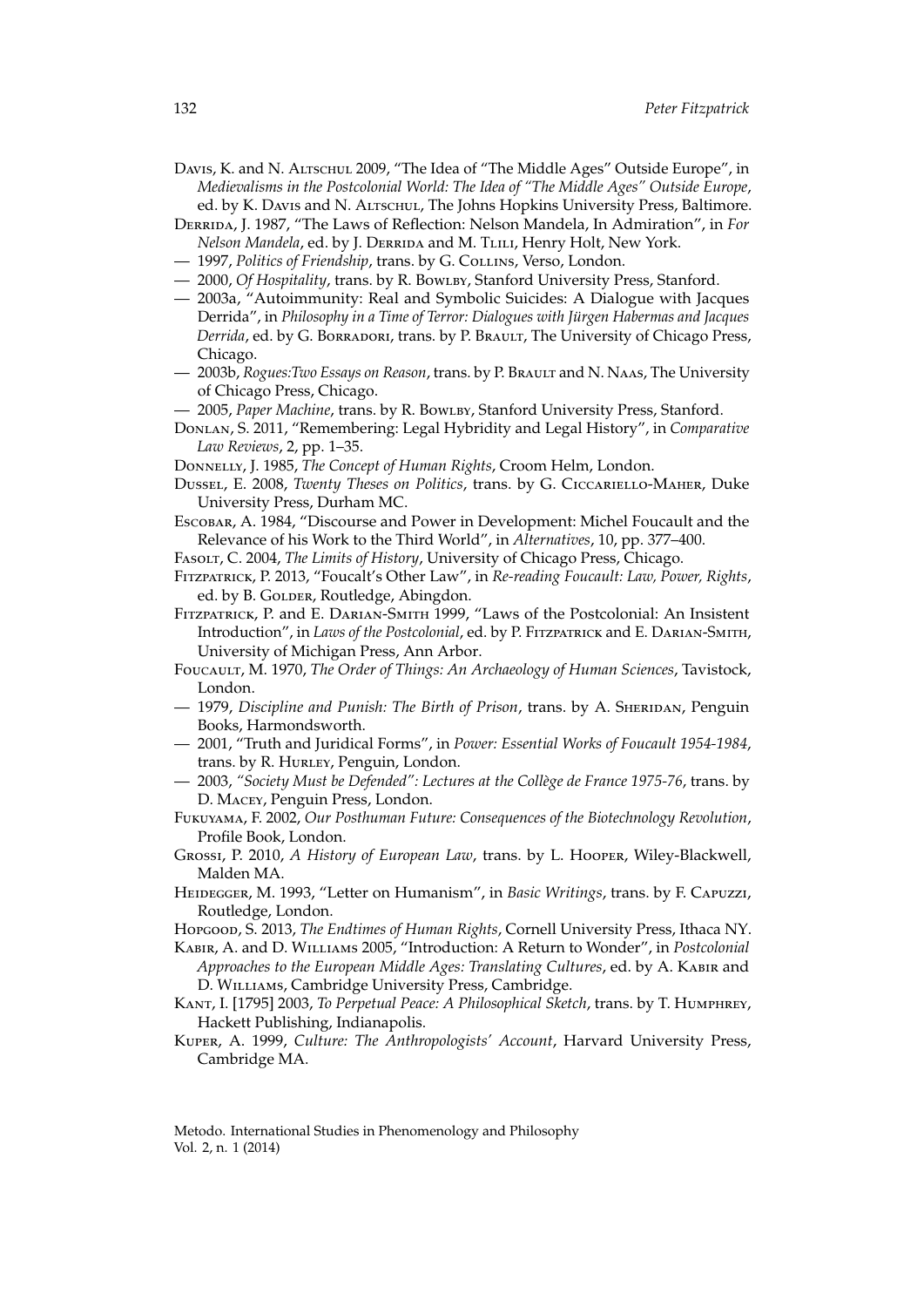Davis, K. and N. Altschul 2009, "The Idea of "The Middle Ages" Outside Europe", in *Medievalisms in the Postcolonial World: The Idea of "The Middle Ages" Outside Europe*, ed. by K. Davis and N. Altschul, The Johns Hopkins University Press, Baltimore.

Derrida, J. 1987, "The Laws of Reflection: Nelson Mandela, In Admiration", in *For Nelson Mandela*, ed. by J. Derrida and M. Tlili, Henry Holt, New York.

— 1997, *Politics of Friendship*, trans. by G. Collins, Verso, London.

— 2000, *Of Hospitality*, trans. by R. Bowlby, Stanford University Press, Stanford.

— 2003a, "Autoimmunity: Real and Symbolic Suicides: A Dialogue with Jacques Derrida", in *Philosophy in a Time of Terror: Dialogues with Jürgen Habermas and Jacques Derrida*, ed. by G. Borradori, trans. by P. Brault, The University of Chicago Press, Chicago.

— 2003b, *Rogues:Two Essays on Reason*, trans. by P. Brault and N. Naas, The University of Chicago Press, Chicago.

— 2005, *Paper Machine*, trans. by R. Bowlby, Stanford University Press, Stanford.

Donlan, S. 2011, "Remembering: Legal Hybridity and Legal History", in *Comparative Law Reviews*, 2, pp. 1–35.

Donnelly, J. 1985, *The Concept of Human Rights*, Croom Helm, London.

Dussel, E. 2008, *Twenty Theses on Politics*, trans. by G. Ciccariello-Maher, Duke University Press, Durham MC.

Escobar, A. 1984, "Discourse and Power in Development: Michel Foucault and the Relevance of his Work to the Third World", in *Alternatives*, 10, pp. 377–400.

Fasolt, C. 2004, *The Limits of History*, University of Chicago Press, Chicago.

Fitzpatrick, P. 2013, "Foucalt's Other Law", in *Re-reading Foucault: Law, Power, Rights*, ed. by B. Golder, Routledge, Abingdon.

Fitzpatrick, P. and E. Darian-Smith 1999, "Laws of the Postcolonial: An Insistent Introduction", in *Laws of the Postcolonial*, ed. by P. Fitzpatrick and E. Darian-Smith, University of Michigan Press, Ann Arbor.

Foucault, M. 1970, *The Order of Things: An Archaeology of Human Sciences*, Tavistock, London.

— 1979, *Discipline and Punish: The Birth of Prison*, trans. by A. Sheridan, Penguin Books, Harmondsworth.

— 2001, "Truth and Juridical Forms", in *Power: Essential Works of Foucault 1954-1984*, trans. by R. Hurley, Penguin, London.

— 2003, *"Society Must be Defended": Lectures at the Collège de France 1975-76*, trans. by D. Macey, Penguin Press, London.

Fukuyama, F. 2002, *Our Posthuman Future: Consequences of the Biotechnology Revolution*, Profile Book, London.

Grossi, P. 2010, *A History of European Law*, trans. by L. Hooper, Wiley-Blackwell, Malden MA.

Heidegger, M. 1993, "Letter on Humanism", in *Basic Writings*, trans. by F. Capuzzi, Routledge, London.

Hopgood, S. 2013, *The Endtimes of Human Rights*, Cornell University Press, Ithaca NY.

Kabir, A. and D. Williams 2005, "Introduction: A Return to Wonder", in *Postcolonial Approaches to the European Middle Ages: Translating Cultures*, ed. by A. Kabir and D. Williams, Cambridge University Press, Cambridge.

Kant, I. [1795] 2003, *To Perpetual Peace: A Philosophical Sketch*, trans. by T. Humphrey, Hackett Publishing, Indianapolis.

Kuper, A. 1999, *Culture: The Anthropologists' Account*, Harvard University Press, Cambridge MA.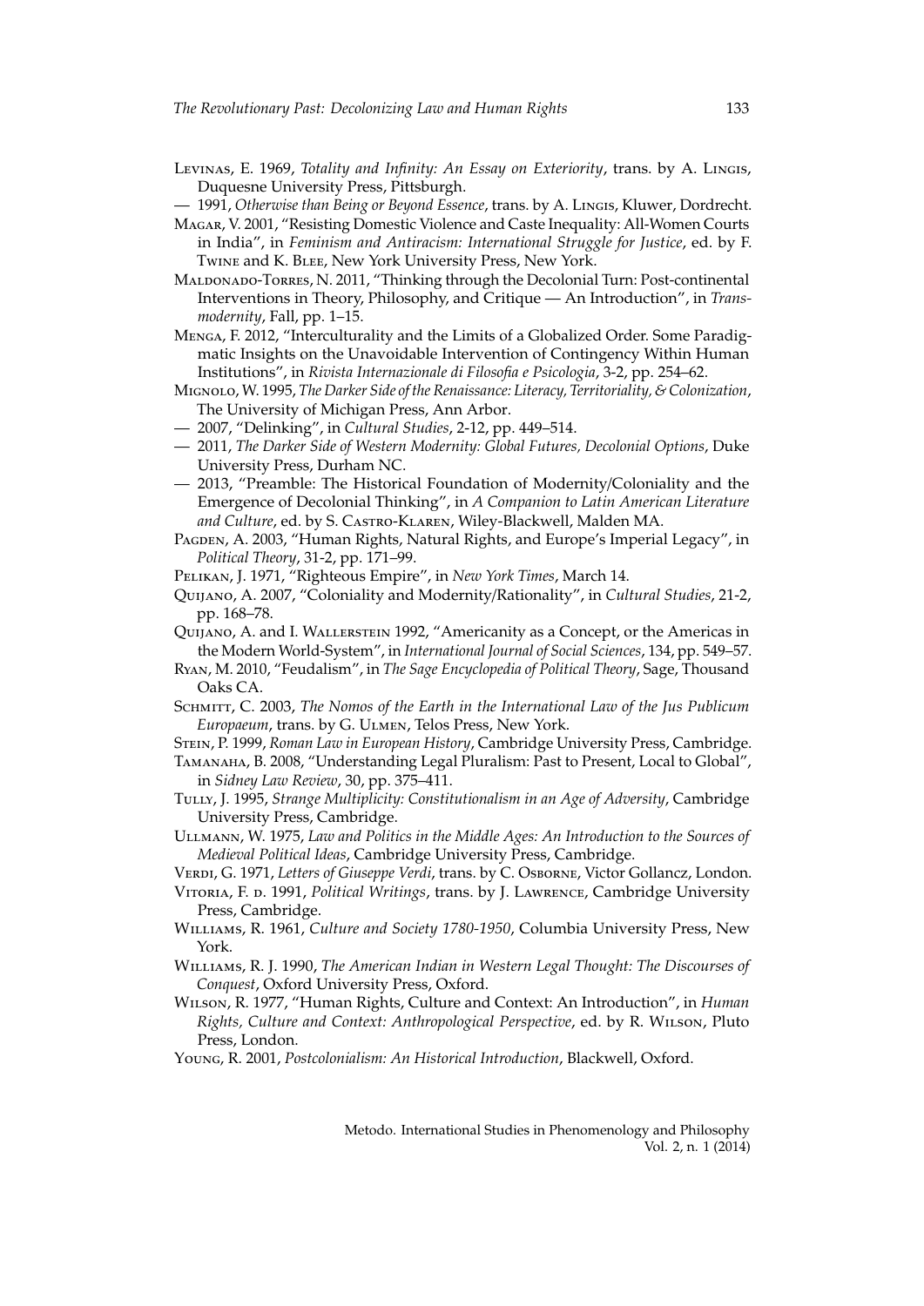Levinas, E. 1969, *Totality and Infinity: An Essay on Exteriority*, trans. by A. Lingis, Duquesne University Press, Pittsburgh.

— 1991, *Otherwise than Being or Beyond Essence*, trans. by A. Lingis, Kluwer, Dordrecht.

Magar, V. 2001, "Resisting Domestic Violence and Caste Inequality: All-Women Courts in India", in *Feminism and Antiracism: International Struggle for Justice*, ed. by F. Twine and K. Blee, New York University Press, New York.

Maldonado-Torres, N. 2011, "Thinking through the Decolonial Turn: Post-continental Interventions in Theory, Philosophy, and Critique — An Introduction", in *Transmodernity*, Fall, pp. 1–15.

Menga, F. 2012, "Interculturality and the Limits of a Globalized Order. Some Paradigmatic Insights on the Unavoidable Intervention of Contingency Within Human Institutions", in *Rivista Internazionale di Filosofia e Psicologia*, 3-2, pp. 254–62.

Mignolo, W. 1995, *The Darker Side of the Renaissance: Literacy, Territoriality, & Colonization*, The University of Michigan Press, Ann Arbor.

— 2007, "Delinking", in *Cultural Studies*, 2-12, pp. 449–514.

— 2011, *The Darker Side of Western Modernity: Global Futures, Decolonial Options*, Duke University Press, Durham NC.

— 2013, "Preamble: The Historical Foundation of Modernity/Coloniality and the Emergence of Decolonial Thinking", in *A Companion to Latin American Literature and Culture*, ed. by S. Castro-Klaren, Wiley-Blackwell, Malden MA.

Pagden, A. 2003, "Human Rights, Natural Rights, and Europe's Imperial Legacy", in *Political Theory*, 31-2, pp. 171–99.

Pelikan, J. 1971, "Righteous Empire", in *New York Times*, March 14.

Quijano, A. 2007, "Coloniality and Modernity/Rationality", in *Cultural Studies*, 21-2, pp. 168–78.

Quijano, A. and I. Wallerstein 1992, "Americanity as a Concept, or the Americas in the Modern World-System", in *International Journal of Social Sciences*, 134, pp. 549–57.

Ryan, M. 2010, "Feudalism", in *The Sage Encyclopedia of Political Theory*, Sage, Thousand Oaks CA.

Schmitt, C. 2003, *The Nomos of the Earth in the International Law of the Jus Publicum Europaeum*, trans. by G. Ulmen, Telos Press, New York.

Stein, P. 1999, *Roman Law in European History*, Cambridge University Press, Cambridge.

Tamanaha, B. 2008, "Understanding Legal Pluralism: Past to Present, Local to Global", in *Sidney Law Review*, 30, pp. 375–411.

Tully, J. 1995, *Strange Multiplicity: Constitutionalism in an Age of Adversity*, Cambridge University Press, Cambridge.

Ullmann, W. 1975, *Law and Politics in the Middle Ages: An Introduction to the Sources of Medieval Political Ideas*, Cambridge University Press, Cambridge.

Verdi, G. 1971, *Letters of Giuseppe Verdi*, trans. by C. Osborne, Victor Gollancz, London.

Vitoria, F. d. 1991, *Political Writings*, trans. by J. Lawrence, Cambridge University Press, Cambridge.

Williams, R. 1961, *Culture and Society 1780-1950*, Columbia University Press, New York.

Williams, R. J. 1990, *The American Indian in Western Legal Thought: The Discourses of Conquest*, Oxford University Press, Oxford.

Wilson, R. 1977, "Human Rights, Culture and Context: An Introduction", in *Human Rights, Culture and Context: Anthropological Perspective*, ed. by R. Wilson, Pluto Press, London.

Young, R. 2001, *Postcolonialism: An Historical Introduction*, Blackwell, Oxford.